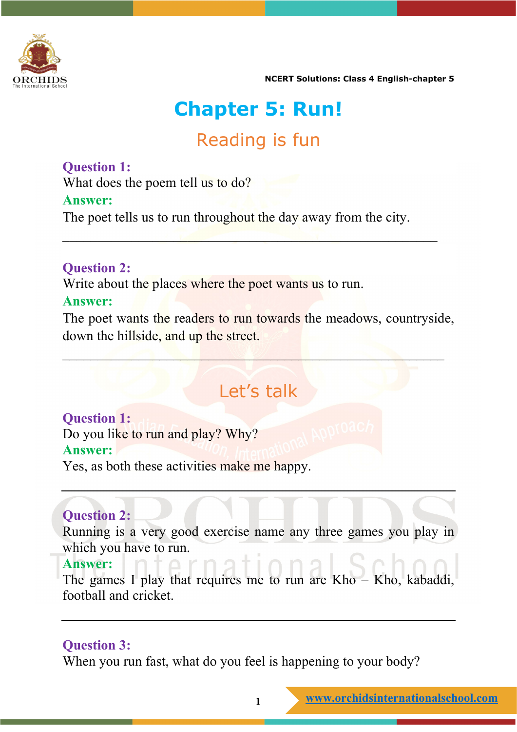# Chapter 5: Run!

## Reading is fun

**Question 1:**
What does the poem tell us to do?
**Answer:**
The poet tells us to run throughout the day away from the city.

---

**Question 2:**
Write about the places where the poet wants us to run.
**Answer:**
The poet wants the readers to run towards the meadows, countryside, down the hillside, and up the street.

---

## Let's talk

**Question 1:**
Do you like to run and play? Why?
**Answer:**
Yes, as both these activities make me happy.

---

**Question 2:**
Running is a very good exercise name any three games you play in which you have to run.
**Answer:**
The games I play that requires me to run are Kho – Kho, kabaddi, football and cricket.

---

**Question 3:**
When you run fast, what do you feel is happening to your body?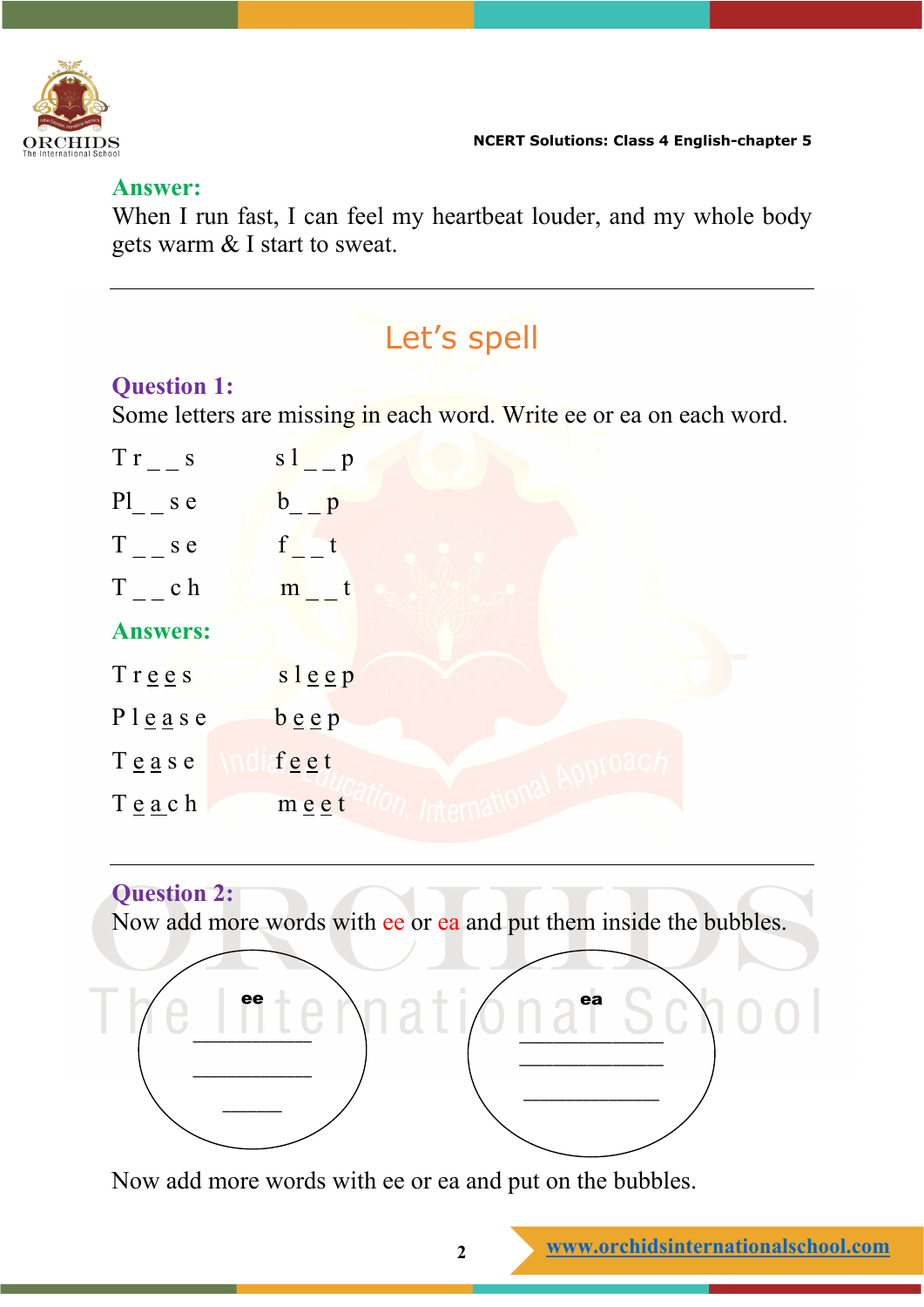**Answer:**

When I run fast, I can feel my heartbeat louder, and my whole body gets warm & I start to sweat.

---

## Let's spell

**Question 1:**

Some letters are missing in each word. Write ee or ea on each word.

| | |
|---|---|
| T r _ _ s | s l _ _ p |
| Pl _ _ s e | b _ _ p |
| T _ _ s e | f _ _ t |
| T _ _ c h | m _ _ t |

**Answers:**

| | |
|---|---|
| T r e e s | s l e e p |
| P l e a s e | b e e p |
| T e a s e | f e e t |
| T e a c h | m e e t |

---

**Question 2:**

Now add more words with ee or ea and put them inside the bubbles.

**ee**

___________

___________

______

**ea**

_____________

_____________

_____________

Now add more words with ee or ea and put on the bubbles.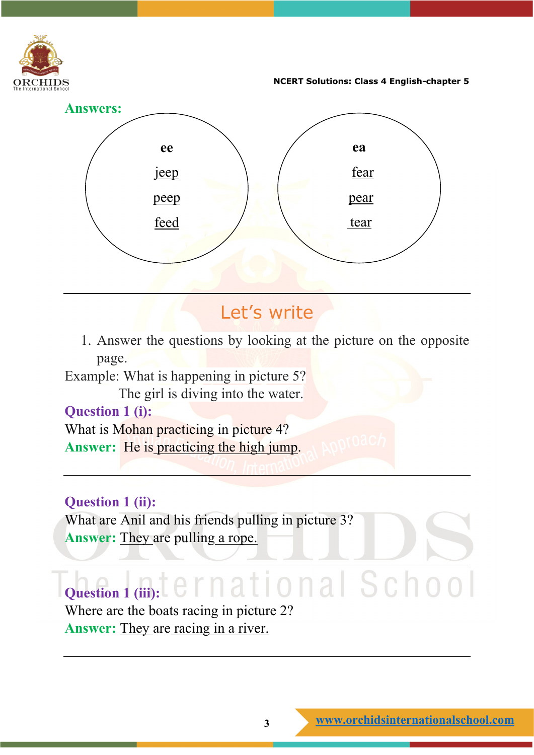**Answers:**

| ee | ea |
|---|---|
| jeep | fear |
| peep | pear |
| feed | tear |

---

## Let's write

1. Answer the questions by looking at the picture on the opposite page.

Example: What is happening in picture 5?

The girl is diving into the water.

**Question 1 (i):**

What is Mohan practicing in picture 4?

**Answer:** He is practicing the high jump.

---

**Question 1 (ii):**

What are Anil and his friends pulling in picture 3?

**Answer:** They are pulling a rope.

---

**Question 1 (iii):**

Where are the boats racing in picture 2?

**Answer:** They are racing in a river.

---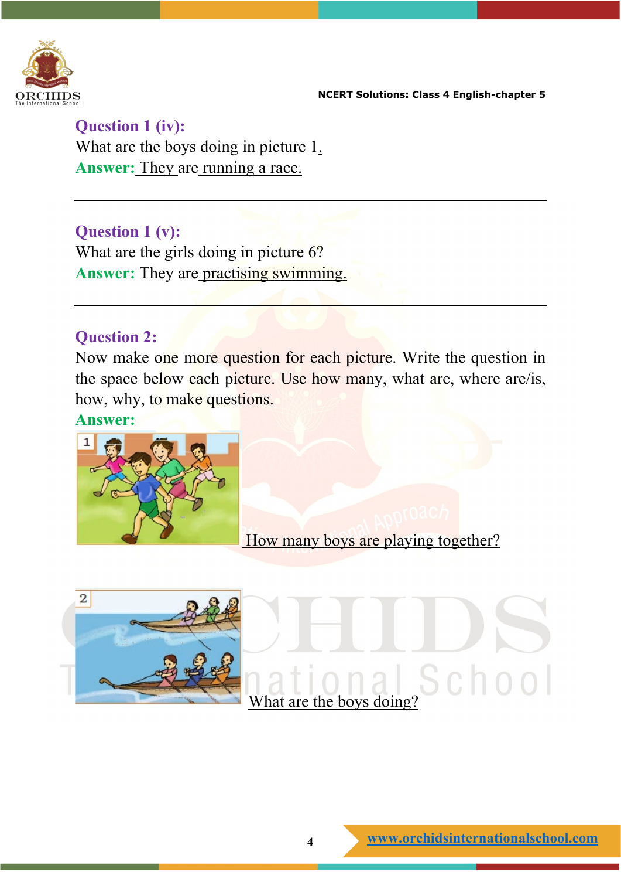**Question 1 (iv):**

What are the boys doing in picture 1.

**Answer:** They are running a race.

---

**Question 1 (v):**

What are the girls doing in picture 6?

**Answer:** They are practising swimming.

---

**Question 2:**

Now make one more question for each picture. Write the question in the space below each picture. Use how many, what are, where are/is, how, why, to make questions.

**Answer:**

1 How many boys are playing together?

2 What are the boys doing?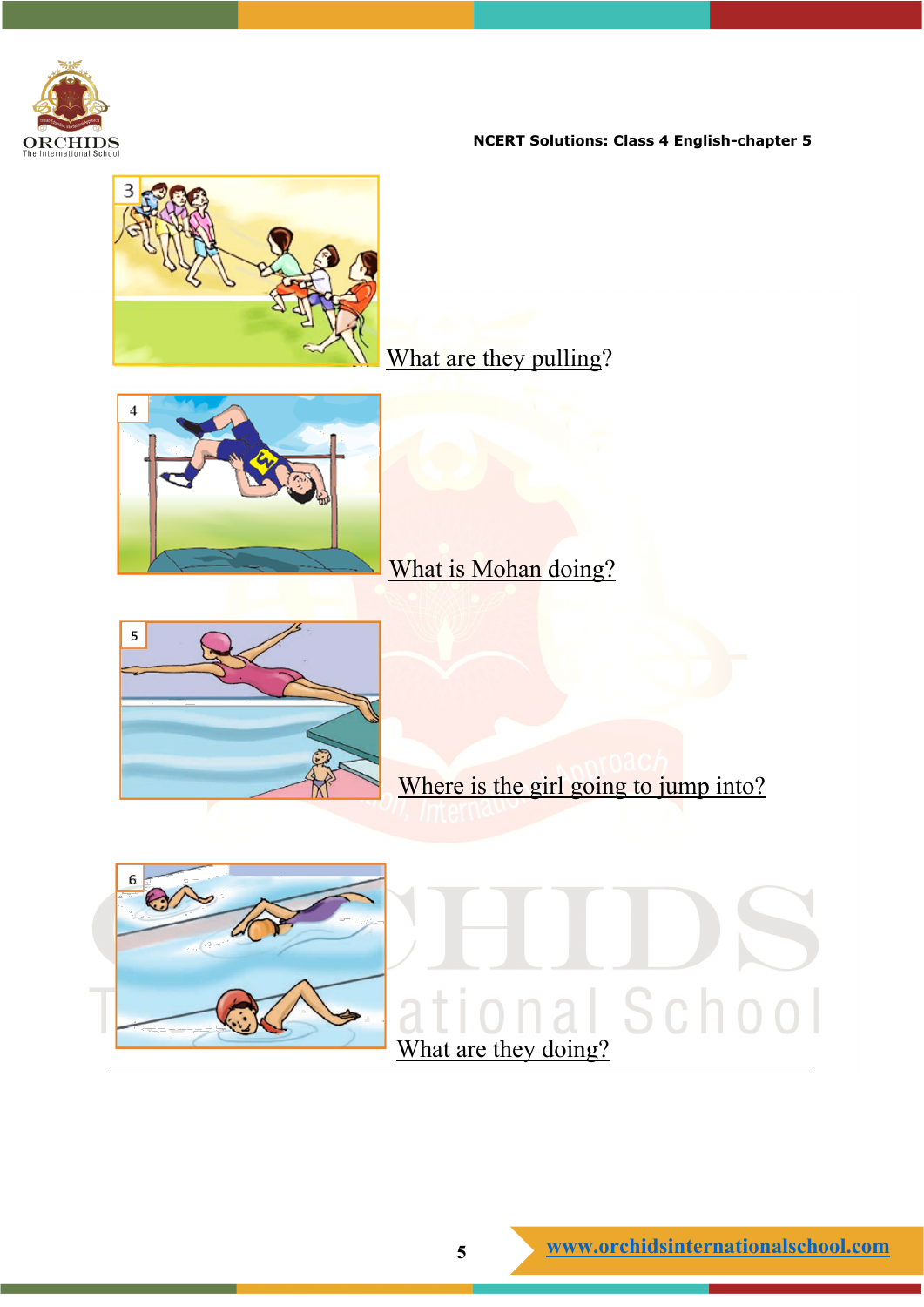What are they pulling?

What is Mohan doing?

Where is the girl going to jump into?

What are they doing?